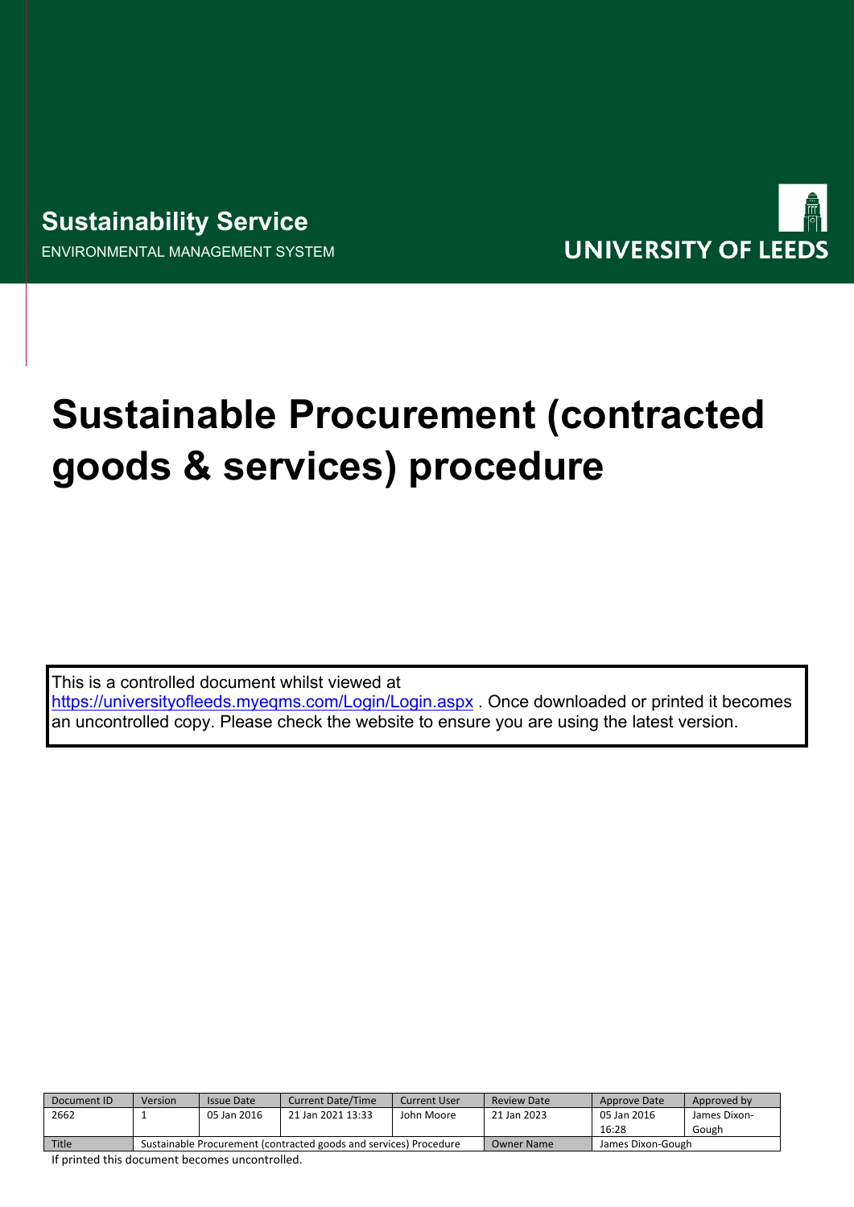**Sustainability Service**

ENVIRONMENTAL MANAGEMENT SYSTEM

UNIVERSITY OF LEEDS

# Sustainable Procurement (contracted goods & services) procedure

This is a controlled document whilst viewed at https://universityofleeds.myeqms.com/Login/Login.aspx . Once downloaded or printed it becomes an uncontrolled copy. Please check the website to ensure you are using the latest version.

| Document ID | Version | Issue Date | Current Date/Time | Current User | Review Date | Approve Date | Approved by |
|---|---|---|---|---|---|---|---|
| 2662 | 1 | 05 Jan 2016 | 21 Jan 2021 13:33 | John Moore | 21 Jan 2023 | 05 Jan 2016 16:28 | James Dixon-Gough |
| Title | Sustainable Procurement (contracted goods and services) Procedure | | | | Owner Name | James Dixon-Gough | |

If printed this document becomes uncontrolled.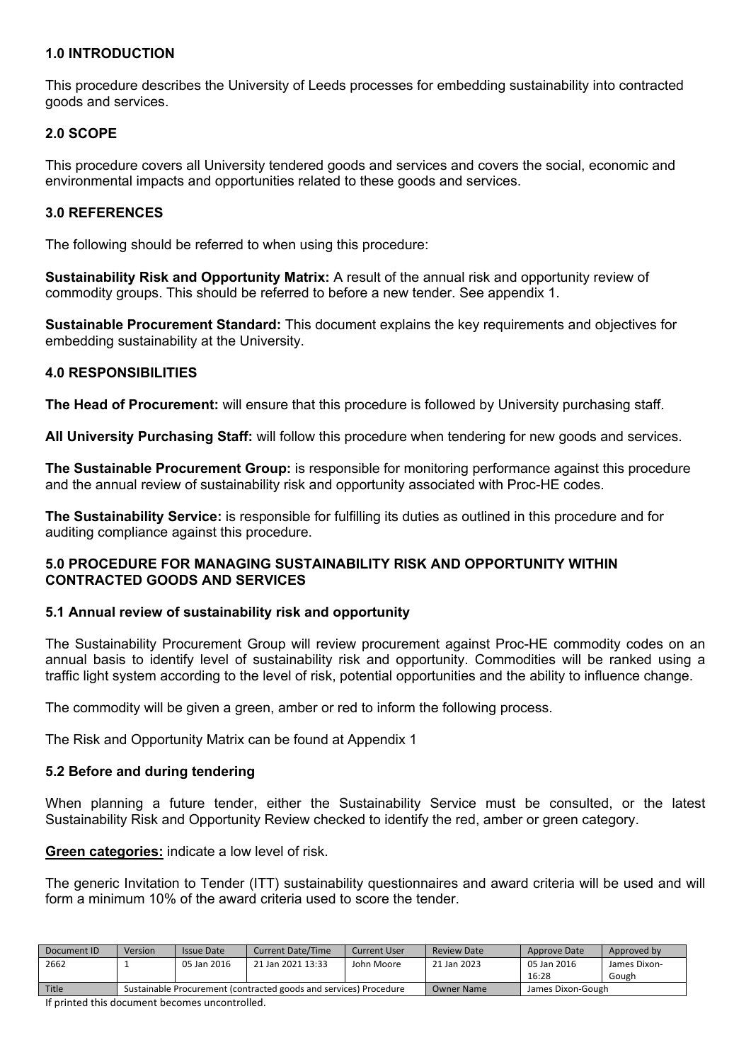## 1.0 INTRODUCTION

This procedure describes the University of Leeds processes for embedding sustainability into contracted goods and services.

## 2.0 SCOPE

This procedure covers all University tendered goods and services and covers the social, economic and environmental impacts and opportunities related to these goods and services.

## 3.0 REFERENCES

The following should be referred to when using this procedure:

**Sustainability Risk and Opportunity Matrix:** A result of the annual risk and opportunity review of commodity groups. This should be referred to before a new tender. See appendix 1.

**Sustainable Procurement Standard:** This document explains the key requirements and objectives for embedding sustainability at the University.

## 4.0 RESPONSIBILITIES

**The Head of Procurement:** will ensure that this procedure is followed by University purchasing staff.

**All University Purchasing Staff:** will follow this procedure when tendering for new goods and services.

**The Sustainable Procurement Group:** is responsible for monitoring performance against this procedure and the annual review of sustainability risk and opportunity associated with Proc-HE codes.

**The Sustainability Service:** is responsible for fulfilling its duties as outlined in this procedure and for auditing compliance against this procedure.

## 5.0 PROCEDURE FOR MANAGING SUSTAINABILITY RISK AND OPPORTUNITY WITHIN CONTRACTED GOODS AND SERVICES

### 5.1 Annual review of sustainability risk and opportunity

The Sustainability Procurement Group will review procurement against Proc-HE commodity codes on an annual basis to identify level of sustainability risk and opportunity. Commodities will be ranked using a traffic light system according to the level of risk, potential opportunities and the ability to influence change.

The commodity will be given a green, amber or red to inform the following process.

The Risk and Opportunity Matrix can be found at Appendix 1

### 5.2 Before and during tendering

When planning a future tender, either the Sustainability Service must be consulted, or the latest Sustainability Risk and Opportunity Review checked to identify the red, amber or green category.

**Green categories:** indicate a low level of risk.

The generic Invitation to Tender (ITT) sustainability questionnaires and award criteria will be used and will form a minimum 10% of the award criteria used to score the tender.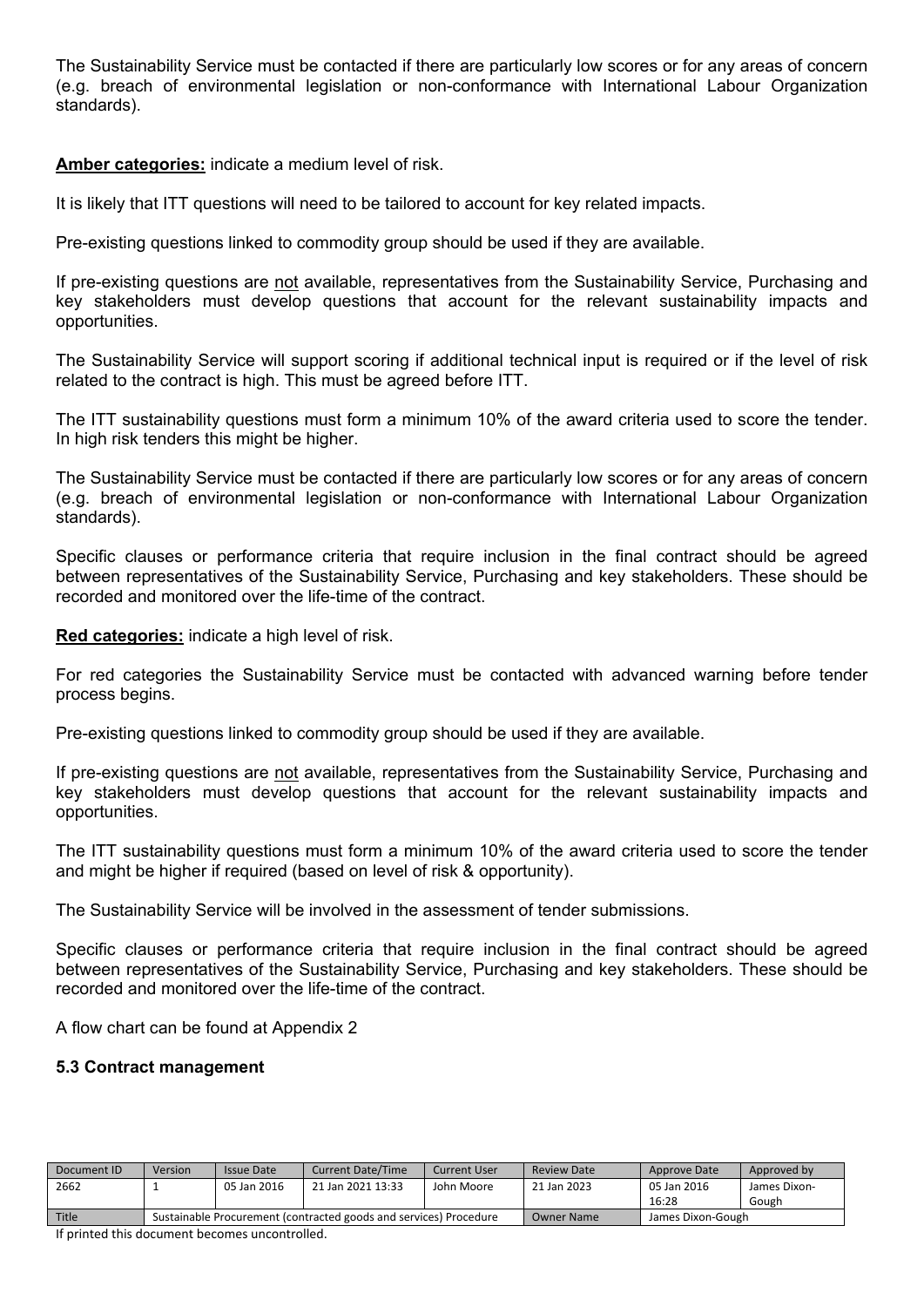The Sustainability Service must be contacted if there are particularly low scores or for any areas of concern (e.g. breach of environmental legislation or non-conformance with International Labour Organization standards).

**Amber categories:** indicate a medium level of risk.

It is likely that ITT questions will need to be tailored to account for key related impacts.

Pre-existing questions linked to commodity group should be used if they are available.

If pre-existing questions are not available, representatives from the Sustainability Service, Purchasing and key stakeholders must develop questions that account for the relevant sustainability impacts and opportunities.

The Sustainability Service will support scoring if additional technical input is required or if the level of risk related to the contract is high. This must be agreed before ITT.

The ITT sustainability questions must form a minimum 10% of the award criteria used to score the tender. In high risk tenders this might be higher.

The Sustainability Service must be contacted if there are particularly low scores or for any areas of concern (e.g. breach of environmental legislation or non-conformance with International Labour Organization standards).

Specific clauses or performance criteria that require inclusion in the final contract should be agreed between representatives of the Sustainability Service, Purchasing and key stakeholders. These should be recorded and monitored over the life-time of the contract.

**Red categories:** indicate a high level of risk.

For red categories the Sustainability Service must be contacted with advanced warning before tender process begins.

Pre-existing questions linked to commodity group should be used if they are available.

If pre-existing questions are not available, representatives from the Sustainability Service, Purchasing and key stakeholders must develop questions that account for the relevant sustainability impacts and opportunities.

The ITT sustainability questions must form a minimum 10% of the award criteria used to score the tender and might be higher if required (based on level of risk & opportunity).

The Sustainability Service will be involved in the assessment of tender submissions.

Specific clauses or performance criteria that require inclusion in the final contract should be agreed between representatives of the Sustainability Service, Purchasing and key stakeholders. These should be recorded and monitored over the life-time of the contract.

A flow chart can be found at Appendix 2

### 5.3 Contract management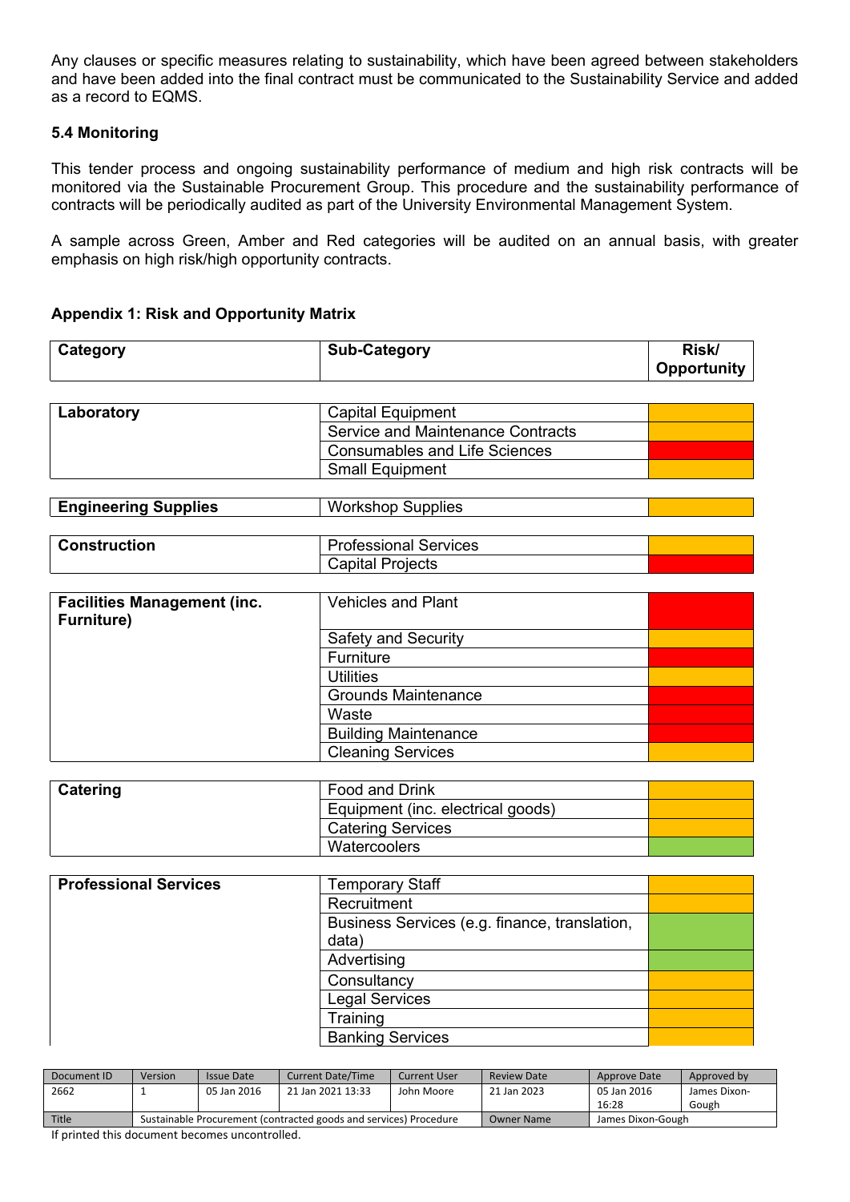Any clauses or specific measures relating to sustainability, which have been agreed between stakeholders and have been added into the final contract must be communicated to the Sustainability Service and added as a record to EQMS.

### 5.4 Monitoring

This tender process and ongoing sustainability performance of medium and high risk contracts will be monitored via the Sustainable Procurement Group. This procedure and the sustainability performance of contracts will be periodically audited as part of the University Environmental Management System.

A sample across Green, Amber and Red categories will be audited on an annual basis, with greater emphasis on high risk/high opportunity contracts.

## Appendix 1: Risk and Opportunity Matrix

| Category | Sub-Category | Risk/ Opportunity |
|---|---|---|
| **Laboratory** | Capital Equipment | Amber |
| | Service and Maintenance Contracts | Amber |
| | Consumables and Life Sciences | Red |
| | Small Equipment | Amber |
| **Engineering Supplies** | Workshop Supplies | Amber |
| **Construction** | Professional Services | Amber |
| | Capital Projects | Red |
| **Facilities Management (inc. Furniture)** | Vehicles and Plant | Red |
| | Safety and Security | Amber |
| | Furniture | Red |
| | Utilities | Amber |
| | Grounds Maintenance | Red |
| | Waste | Red |
| | Building Maintenance | Red |
| | Cleaning Services | Amber |
| **Catering** | Food and Drink | Amber |
| | Equipment (inc. electrical goods) | Amber |
| | Catering Services | Amber |
| | Watercoolers | Green |
| **Professional Services** | Temporary Staff | Amber |
| | Recruitment | Amber |
| | Business Services (e.g. finance, translation, data) | Green |
| | Advertising | Green |
| | Consultancy | Amber |
| | Legal Services | Amber |
| | Training | Amber |
| | Banking Services | Amber |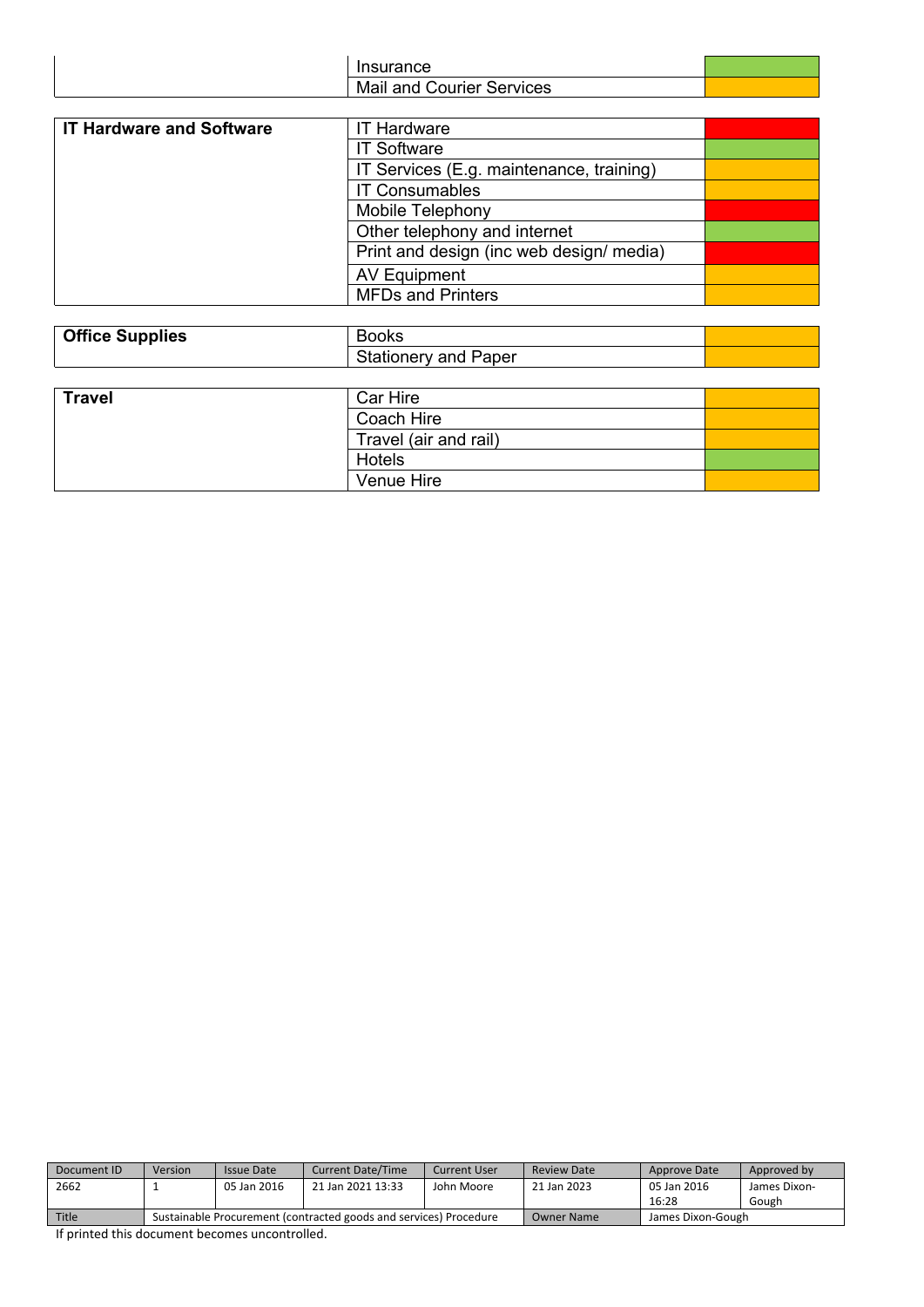| | | |
|---|---|---|
| | Insurance | Green |
| | Mail and Courier Services | Amber |

| | | |
|---|---|---|
| **IT Hardware and Software** | IT Hardware | Red |
| | IT Software | Green |
| | IT Services (E.g. maintenance, training) | Amber |
| | IT Consumables | Amber |
| | Mobile Telephony | Red |
| | Other telephony and internet | Green |
| | Print and design (inc web design/ media) | Red |
| | AV Equipment | Amber |
| | MFDs and Printers | Amber |

| | | |
|---|---|---|
| **Office Supplies** | Books | Amber |
| | Stationery and Paper | Amber |

| | | |
|---|---|---|
| **Travel** | Car Hire | Amber |
| | Coach Hire | Amber |
| | Travel (air and rail) | Amber |
| | Hotels | Green |
| | Venue Hire | Amber |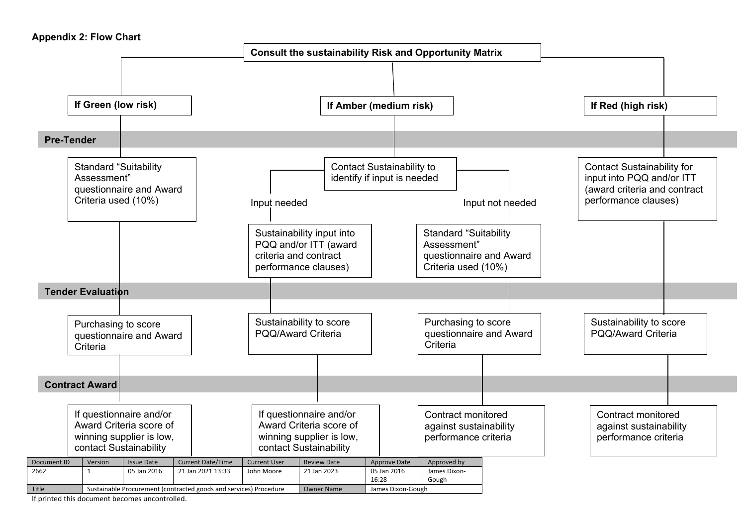**Appendix 2: Flow Chart**

Consult the sustainability Risk and Opportunity Matrix

If Green (low risk)

If Amber (medium risk)

If Red (high risk)

**Pre-Tender**

Standard "Suitability Assessment" questionnaire and Award Criteria used (10%)

Contact Sustainability to identify if input is needed

Input needed

Input not needed

Sustainability input into PQQ and/or ITT (award criteria and contract performance clauses)

Standard "Suitability Assessment" questionnaire and Award Criteria used (10%)

Contact Sustainability for input into PQQ and/or ITT (award criteria and contract performance clauses)

**Tender Evaluation**

Purchasing to score questionnaire and Award Criteria

Sustainability to score PQQ/Award Criteria

Purchasing to score questionnaire and Award Criteria

Sustainability to score PQQ/Award Criteria

**Contract Award**

If questionnaire and/or Award Criteria score of winning supplier is low, contact Sustainability

If questionnaire and/or Award Criteria score of winning supplier is low, contact Sustainability

Contract monitored against sustainability performance criteria

Contract monitored against sustainability performance criteria